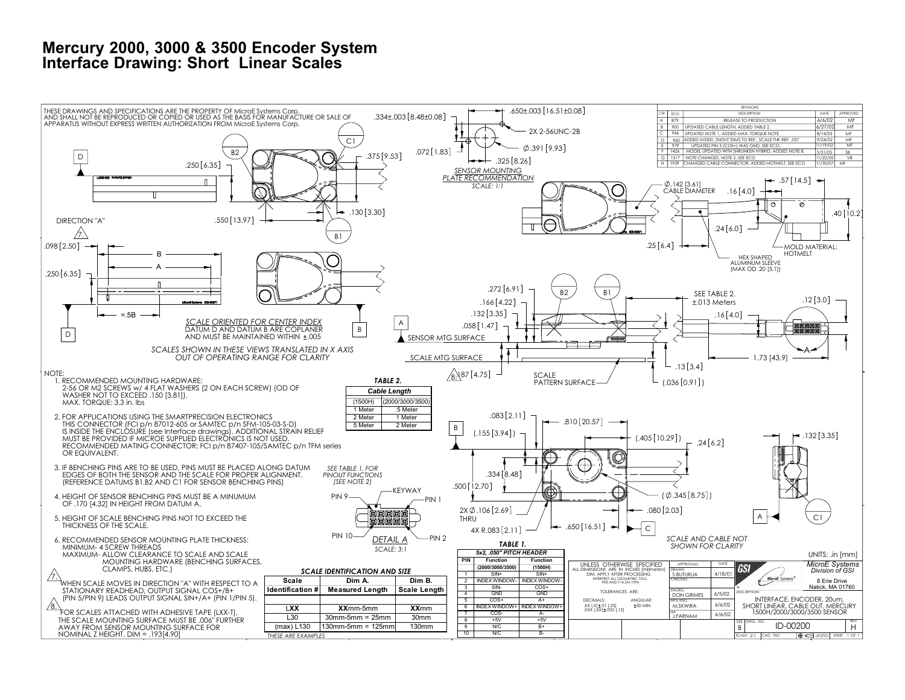# Mercury 2000, 3000 & 3500 Encoder System
# Interface Drawing: Short Linear Scales

THESE DRAWINGS AND SPECIFICATIONS ARE THE PROPERTY OF MicroE Systems Corp. AND SHALL NOT BE REPRODUCED OR COPIED OR USED AS THE BASIS FOR MANUFACTURE OR SALE OF APPARATUS WITHOUT EXPRESS WRITTEN AUTHORIZATION FROM MicroE Systems Corp.

**REVISIONS**

| LTR | ECO | DESCRIPTION | DATE | APPROVED |
|---|---|---|---|---|
| A | 879 | RELEASE TO PRODUCTION | 6/6/02 | MF |
| B | 900 | UPDATED CABLE LENGTH, ADDED TABLE 2. | 6/27/02 | MF |
| C | 946 | UPDATED NOTE 1, ADDED MAX. TORQUE NOTE | 8/14/02 | MF |
| D | 960 | ADDED M3500, SNOUT DIMS TO REF., SCALE THK REF. .037 | 9/24/02 | MF |
| E | 979 | UPDATED PIN 3 (COS+) WAS GND. SEE ECO. | 11/19/02 | MF |
| F | 1426 | MODEL UPDATED WITH SHRUNKEN HYBRID. ADDED NOTE 8. | 5/31/05 | SB |
| G | 1517 | NOTE CHANGES, NOTE 2. SEE ECO | 11/22/05 | VB |
| H | 1939 | CHANGED CABLE CONNECTOR, ADDED HOTMELT. SEE ECO | 11/30/07 | MF |

SENSOR MOUNTING PLATE RECOMMENDATION
SCALE: 1:1

.650±.003 [16.51±0.08]; .334±.003 [8.48±0.08]; 2X 2-56UNC-2B; Ø.391 [9.93]; .072 [1.83]; .325 [8.26]; .375 [9.53]; .250 [6.35]; .130 [3.30]; .550 [13.97]; .098 [2.50]; .250 [6.35]; =.5B

DIRECTION "A"

SCALE ORIENTED FOR CENTER INDEX
DATUM D AND DATUM B ARE COPLANER AND MUST BE MAINTAINED WITHIN ±.005

SCALES SHOWN IN THESE VIEWS TRANSLATED IN X AXIS OUT OF OPERATING RANGE FOR CLARITY

Ø.142 [3.61] CABLE DIAMETER; .16 [4.0]; .57 [14.5]; .40 [10.2]; .24 [6.0]; .25 [6.4]

MOLD MATERIAL: HOTMELT

HEX SHAPED ALUMINUM SLEEVE (MAX OD .20 [5.1])

.272 [6.91]; .166 [4.22]; .132 [3.35]; .058 [1.47]; SENSOR MTG SURFACE; SCALE MTG SURFACE; .187 [4.75]; SCALE PATTERN SURFACE; (.036 [0.91])

SEE TABLE 2. ±.013 Meters; .12 [3.0]; .16 [4.0]; .13 [3.4]; 1.73 [43.9]

.083 [2.11]; .810 [20.57]; (.155 [3.94]); (.405 [10.29]); .24 [6.2]; .132 [3.35]; .334 [8.48]; .500 [12.70]; (Ø.345 [8.75]); 2X Ø.106 [2.69] THRU; .080 [2.03]; 4X R.083 [2.11]; .650 [16.51]

SCALE AND CABLE NOT SHOWN FOR CLARITY

UNITS: .in [mm]

NOTE:

1. RECOMMENDED MOUNTING HARDWARE: 2-56 OR M2 SCREWS w/ 4 FLAT WASHERS (2 ON EACH SCREW) (OD OF WASHER NOT TO EXCEED .150 [3.81]). MAX. TORQUE: 3.3 in. lbs
2. FOR APPLICATIONS USING THE SMARTPRECISION ELECTRONICS THIS CONNECTOR (FCI p/n 87012-605 or SAMTEC p/n SFM-105-03-S-D) IS INSIDE THE ENCLOSURE (see Interface drawings). ADDITIONAL STRAIN RELIEF MUST BE PROVIDED IF MICROE SUPPLIED ELECTRONICS IS NOT USED. RECOMMENDED MATING CONNECTOR: FCI p/n 87407-105/SAMTEC p/n TFM series OR EQUIVALENT.
3. IF BENCHING PINS ARE TO BE USED, PINS MUST BE PLACED ALONG DATUM EDGES OF BOTH THE SENSOR AND THE SCALE FOR PROPER ALIGNMENT. (REFERENCE DATUMS B1,B2 AND C1 FOR SENSOR BENCHING PINS)
4. HEIGHT OF SENSOR BENCHING PINS MUST BE A MINUMUM OF .170 [4.32] IN HEIGHT FROM DATUM A.
5. HEIGHT OF SCALE BENCHING PINS NOT TO EXCEED THE THICKNESS OF THE SCALE.
6. RECOMMENDED SENSOR MOUNTING PLATE THICKNESS: MINIMUM- 4 SCREW THREADS MAXIMUM- ALLOW CLEARANCE TO SCALE AND SCALE MOUNTING HARDWARE (BENCHING SURFACES, CLAMPS, HUBS, ETC.)
7. WHEN SCALE MOVES IN DIRECTION "A" WITH RESPECT TO A STATIONARY READHEAD, OUTPUT SIGNAL COS+/B+ (PIN 5/PIN 9) LEADS OUTPUT SIGNAL SIN+/A+ (PIN 1/PIN 5).
8. FOR SCALES ATTACHED WITH ADHESIVE TAPE (LXX-T), THE SCALE MOUNTING SURFACE MUST BE .006" FURTHER AWAY FROM SENSOR MOUNTING SURFACE FOR NOMINAL Z HEIGHT. DIM = .193[4.90]

**TABLE 2.**

| Cable Length | |
|---|---|
| (1500H) | (2000/3000/3500) |
| 1 Meter | .5 Meter |
| 2 Meter | 1 Meter |
| 5 Meter | 2 Meter |

SEE TABLE 1. FOR PINOUT FUNCTIONS (SEE NOTE 2)

PIN 9; KEYWAY; PIN 1; PIN 10; PIN 2

DETAIL A
SCALE: 3:1

**SCALE IDENTIFICATION AND SIZE**

| Scale Identification # | Dim A. Measured Length | Dim B. Scale Length |
|---|---|---|
| L**XX** | **XX**mm-5mm | **XX**mm |
| L30 | 30mm-5mm = 25mm | 30mm |
| (max) L130 | 130mm-5mm = 125mm | 130mm |

THESE ARE EXAMPLES

**TABLE 1.**
5x2, .050" PITCH HEADER

| PIN | Function (2000/3000/3500) | Function (1500H) |
|---|---|---|
| 1 | SIN+ | SIN+ |
| 2 | INDEX WINDOW- | INDEX WINDOW- |
| 3 | SIN- | COS+ |
| 4 | GND | GND |
| 5 | COS+ | A+ |
| 6 | INDEX WINDOW+ | INDEX WINDOW+ |
| 7 | COS- | A- |
| 8 | +5V | +5V |
| 9 | N/C | B+ |
| 10 | N/C | B- |

UNLESS OTHERWISE SPECIFIED ALL DIMENSIONS ARE IN INCHES [millimeters] DIM. APPLY AFTER PROCESSING INTERPRET ALL GEOMETRIC TOLS. PER ANSI Y14.5M-1994

TOLERANCES ARE:
DECIMALS: .XX [.X] ±.01 [.25]; .XXX [.XX] ±.005 [.13]
ANGULAR: ±30 MIN.

| APPROVALS | | DATE |
|---|---|---|
| DRAWN | S.BUTURLIA | 4/18/01 |
| CHECKED | | |
| ENGRG | DON GRIMES | 6/5/02 |
| MFG ENG | M.SKWIRA | 6/6/02 |
| QA | J.FARNAM | 6/6/02 |

MicroE Systems
Division of GSI
8 Erie Drive
Natick, MA 01760

DESCRIPTION: INTERFACE, ENCODER, 20um, SHORT LINEAR, CABLE OUT, MERCURY 1500H/2000/3000/3500 SENSOR

SIZE: B | DWG. NO.: ID-00200 | REV.: H

SCALE: 2:1 | SHEET 1 OF 1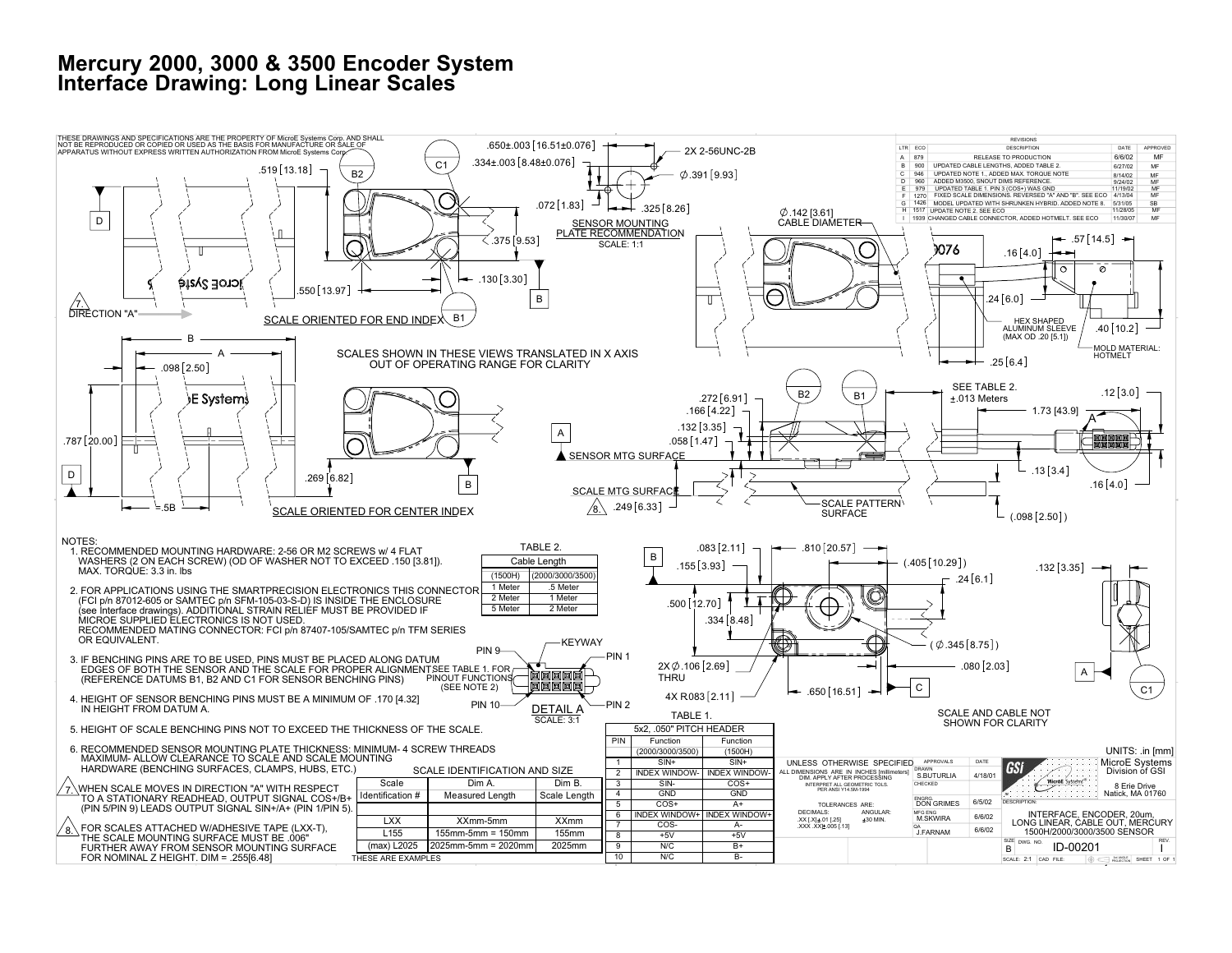# Mercury 2000, 3000 & 3500 Encoder System
# Interface Drawing: Long Linear Scales

THESE DRAWINGS AND SPECIFICATIONS ARE THE PROPERTY OF MicroE Systems Corp. AND SHALL NOT BE REPRODUCED OR COPIED OR USED AS THE BASIS FOR MANUFACTURE OR SALE OF APPARATUS WITHOUT EXPRESS WRITTEN AUTHORIZATION FROM MicroE Systems Corp.

| LTR | ECO | DESCRIPTION | DATE | APPROVED |
|---|---|---|---|---|
| A | 879 | RELEASE TO PRODUCTION | 6/6/02 | MF |
| B | 900 | UPDATED CABLE LENGTHS, ADDED TABLE 2. | 6/27/02 | MF |
| C | 946 | UPDATED NOTE 1., ADDED MAX. TORQUE NOTE | 8/14/02 | MF |
| D | 960 | ADDED M3500, SNOUT DIMS REFERENCE. | 9/24/02 | MF |
| E | 979 | UPDATED TABLE 1. PIN 3 (COS+) WAS GND | 11/19/02 | MF |
| F | 1270 | FIXED SCALE DIMENSIONS. REVERSED "A" AND "B". SEE ECO | 4/13/04 | MF |
| G | 1426 | MODEL UPDATED WITH SHRUNKEN HYBRID. ADDED NOTE 8. | 5/31/05 | SB |
| H | 1517 | UPDATE NOTE 2. SEE ECO | 11/28/05 | MF |
| I | 1939 | CHANGED CABLE CONNECTOR, ADDED HOTMELT. SEE ECO | 11/30/07 | MF |

SENSOR MOUNTING PLATE RECOMMENDATION
SCALE: 1:1

SCALE ORIENTED FOR END INDEX

SCALE ORIENTED FOR CENTER INDEX

SCALES SHOWN IN THESE VIEWS TRANSLATED IN X AXIS OUT OF OPERATING RANGE FOR CLARITY

DIRECTION "A"

HEX SHAPED ALUMINUM SLEEVE (MAX OD .20 [5.1])

MOLD MATERIAL: HOTMELT

CABLE DIAMETER Ø.142 [3.61]

SEE TABLE 2. ±.013 Meters

SENSOR MTG SURFACE

SCALE MTG SURFACE

SCALE PATTERN SURFACE

SCALE AND CABLE NOT SHOWN FOR CLARITY

DETAIL A
SCALE: 3:1

NOTES:

1. RECOMMENDED MOUNTING HARDWARE: 2-56 OR M2 SCREWS w/ 4 FLAT WASHERS (2 ON EACH SCREW) (OD OF WASHER NOT TO EXCEED .150 [3.81]). MAX. TORQUE: 3.3 in. lbs
2. FOR APPLICATIONS USING THE SMARTPRECISION ELECTRONICS THIS CONNECTOR (FCI p/n 87012-605 or SAMTEC p/n SFM-105-03-S-D) IS INSIDE THE ENCLOSURE (see Interface drawings). ADDITIONAL STRAIN RELIEF MUST BE PROVIDED IF MICROE SUPPLIED ELECTRONICS IS NOT USED. RECOMMENDED MATING CONNECTOR: FCI p/n 87407-105/SAMTEC p/n TFM SERIES OR EQUIVALENT.
3. IF BENCHING PINS ARE TO BE USED, PINS MUST BE PLACED ALONG DATUM EDGES OF BOTH THE SENSOR AND THE SCALE FOR PROPER ALIGNMENT (REFERENCE DATUMS B1, B2 AND C1 FOR SENSOR BENCHING PINS)
4. HEIGHT OF SENSOR BENCHING PINS MUST BE A MINIMUM OF .170 [4.32] IN HEIGHT FROM DATUM A.
5. HEIGHT OF SCALE BENCHING PINS NOT TO EXCEED THE THICKNESS OF THE SCALE.
6. RECOMMENDED SENSOR MOUNTING PLATE THICKNESS: MINIMUM- 4 SCREW THREADS MAXIMUM- ALLOW CLEARANCE TO SCALE AND SCALE MOUNTING HARDWARE (BENCHING SURFACES, CLAMPS, HUBS, ETC.)
7. WHEN SCALE MOVES IN DIRECTION "A" WITH RESPECT TO A STATIONARY READHEAD, OUTPUT SIGNAL COS+/B+ (PIN 5/PIN 9) LEADS OUTPUT SIGNAL SIN+/A+ (PIN 1/PIN 5).
8. FOR SCALES ATTACHED W/ADHESIVE TAPE (LXX-T), THE SCALE MOUNTING SURFACE MUST BE .006" FURTHER AWAY FROM SENSOR MOUNTING SURFACE FOR NOMINAL Z HEIGHT. DIM = .255[6.48]

SEE TABLE 1. FOR PINOUT FUNCTIONS (SEE NOTE 2)

TABLE 2.

| Cable Length | |
|---|---|
| (1500H) | (2000/3000/3500) |
| 1 Meter | .5 Meter |
| 2 Meter | 1 Meter |
| 5 Meter | 2 Meter |

SCALE IDENTIFICATION AND SIZE

| Scale Identification # | Dim A. Measured Length | Dim B. Scale Length |
|---|---|---|
| LXX | XXmm-5mm | XXmm |
| L155 | 155mm-5mm = 150mm | 155mm |
| (max) L2025 | 2025mm-5mm = 2020mm | 2025mm |

THESE ARE EXAMPLES

TABLE 1.

| PIN | 5x2, .050" PITCH HEADER Function (2000/3000/3500) | Function (1500H) |
|---|---|---|
| 1 | SIN+ | SIN+ |
| 2 | INDEX WINDOW- | INDEX WINDOW- |
| 3 | SIN- | COS+ |
| 4 | GND | GND |
| 5 | COS+ | A+ |
| 6 | INDEX WINDOW+ | INDEX WINDOW+ |
| 7 | COS- | A- |
| 8 | +5V | +5V |
| 9 | N/C | B+ |
| 10 | N/C | B- |

UNLESS OTHERWISE SPECIFIED ALL DIMENSIONS ARE IN INCHES [millimeters] DIM. APPLY AFTER PROCESSING. INTERPRET ALL GEOMETRIC TOLS. PER ANSI Y14.5M-1994

TOLERANCES ARE: DECIMALS: .XX [.X] ±.01 [.25], .XXX .XX ±.005 [.13]; ANGULAR: ±30 MIN.

| APPROVALS | | DATE |
|---|---|---|
| DRAWN | S.BUTURLIA | 4/18/01 |
| CHECKED | | |
| ENGRG | DON GRIMES | 6/5/02 |
| MFG ENG | M.SKWIRA | 6/6/02 |
| QA | J.FARNAM | 6/6/02 |

UNITS: .in [mm]

MicroE Systems, Division of GSI, 8 Erie Drive, Natick, MA 01760

DESCRIPTION: INTERFACE, ENCODER, 20um, LONG LINEAR, CABLE OUT, MERCURY 1500H/2000/3000/3500 SENSOR

SIZE: B — DWG. NO. ID-00201 — REV. I

SCALE: 2:1 — SHEET 1 OF 1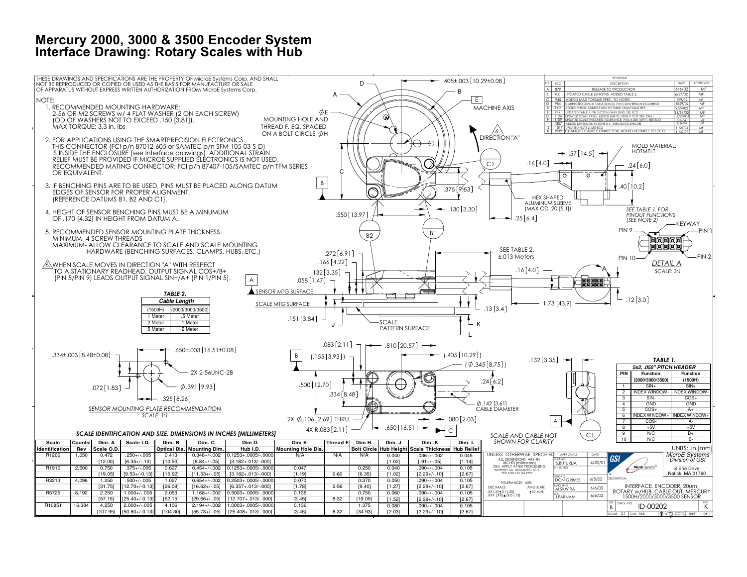# Mercury 2000, 3000 & 3500 Encoder System Interface Drawing: Rotary Scales with Hub

THESE DRAWINGS AND SPECIFICATIONS ARE THE PROPERTY OF MicroE Systems Corp. AND SHALL NOT BE REPRODUCED OR COPIED OR USED AS THE BASIS FOR MANUFACTURE OR SALE OF APPARATUS WITHOUT EXPRESS WRITTEN AUTHORIZATION FROM MicroE Systems Corp.

NOTE:

1. RECOMMENDED MOUNTING HARDWARE: 2-56 OR M2 SCREWS w/ 4 FLAT WASHER (2 ON EACH SCREW) (OD OF WASHERS NOT TO EXCEED .150 [3.81]). MAX TORQUE: 3.3 in. lbs
2. FOR APPLICATIONS USING THE SMARTPRECISION ELECTRONICS THIS CONNECTOR (FCI p/n 87012-605 or SAMTEC p/n SFM-105-03-S-D) IS INSIDE THE ENCLOSURE (see Interface drawings). ADDITIONAL STRAIN RELIEF MUST BE PROVIDED IF MICROE SUPPLIED ELECTRONICS IS NOT USED. RECOMMENDED MATING CONNECTOR: FCI p/n 87407-105/SAMTEC p/n TFM SERIES OR EQUIVALENT.
3. IF BENCHING PINS ARE TO BE USED, PINS MUST BE PLACED ALONG DATUM EDGES OF SENSOR FOR PROPER ALIGNMENT. (REFERENCE DATUMS B1, B2 AND C1).
4. HEIGHT OF SENSOR BENCHING PINS MUST BE A MINUMUM OF .170 [4.32] IN HEIGHT FROM DATUM A.
5. RECOMMENDED SENSOR MOUNTING PLATE THICKNESS: MINIMUM- 4 SCREW THREADS MAXIMUM- ALLOW CLEARANCE TO SCALE AND SCALE MOUNTING HARDWARE (BENCHING SURFACES, CLAMPS, HUBS, ETC.)
6. WHEN SCALE MOVES IN DIRECTION "A" WITH RESPECT TO A STATIONARY READHEAD, OUTPUT SIGNAL COS+/B+ (PIN 5/PIN 9) LEADS OUTPUT SIGNAL SIN+/A+ (PIN 1/PIN 5).

**TABLE 2. Cable Length**

| (1500H) | (2000/3000/3500) |
|---|---|
| 1 Meter | .5 Meter |
| 2 Meter | 1 Meter |
| 5 Meter | 2 Meter |

*SENSOR MOUNTING PLATE RECOMMENDATION* — SCALE: 1:1

.334±.003 [8.48±0.08]; .650±.003 [16.51±0.08]; 2X 2-56UNC-2B; .072 [1.83]; Ø.391 [9.93]; .325 [8.26]

**TABLE 1. 5x2, .050" PITCH HEADER**

| PIN | Function (2000/3000/3500) | Function (1500H) |
|---|---|---|
| 1 | SIN+ | SIN+ |
| 2 | INDEX WINDOW- | INDEX WINDOW- |
| 3 | SIN- | COS+ |
| 4 | GND | GND |
| 5 | COS+ | A+ |
| 6 | INDEX WINDOW+ | INDEX WINDOW+ |
| 7 | COS- | A- |
| 8 | +5V | +5V |
| 9 | N/C | B+ |
| 10 | N/C | B- |

*SCALE IDENTIFICATION AND SIZE. DIMENSIONS IN INCHES [MILLIMETERS]*

| Scale Identification | Counts/ Rev | Dim. A Scale O.D. | Scale I.D. | Dim. B Optical Dia. | Dim. C Mounting Dim. | Dim D. Hub I.D. | Dim E. Mounting Hole Dia. | Thread F | Dim H. Bolt Circle | Dim. J Hub Height | Dim. K Scale Thickness | Dim. L Hub Relief |
|---|---|---|---|---|---|---|---|---|---|---|---|---|
| R1206 | 1,650 | 0.472 | .250+/-.005 | 0.413 | 0.348+/-.002 | 0.1253+.0005/-.0000 | N/A | N/A | N/A | 0.040 | .036+/-.002 | 0.045 |
| | | [12.00] | [6.35+/-.13] | [10.50] | [8.84+/-.05] | [3.182+.013/-.000] | | | | [1.02] | [.91+/-.05] | [1.14] |
| R1910 | 2,500 | 0.750 | .375+/-.005 | 0.627 | 0.454+/-.002 | 0.1253+.0005/-.0000 | 0.047 | | 0.250 | 0.040 | .090+/-.004 | 0.105 |
| | | [19.05] | [9.53+/-0.13] | [15.92] | [11.53+/-.05] | [3.182+.013/-.000] | [1.19] | 0-80 | [6.35] | [1.02] | [2.29+/-.10] | [2.67] |
| R3213 | 4,096 | 1.250 | .500+/-.005 | 1.027 | 0.654+/-.002 | 0.2503+.0005/-.0000 | 0.070 | | 0.370 | 0.050 | .090+/-.004 | 0.105 |
| | | [31.75] | [12.70+/-0.13] | [26.08] | [16.62+/-.05] | [6.357+.013/-.000] | [1.78] | 2-56 | [9.40] | [1.27] | [2.29+/-.10] | [2.67] |
| R5725 | 8,192 | 2.250 | 1.000+/-.005 | 2.053 | 1.168+/-.002 | 0.5003+.0005/-.0000 | 0.136 | | 0.750 | 0.060 | .090+/-.004 | 0.105 |
| | | [57.15] | [25.40+/-0.13] | [52.15] | [29.66+/-.05] | [12.707+.013/-.000] | [3.45] | 8-32 | [19.05] | [1.52] | [2.29+/-.10] | [2.67] |
| R10851 | 16,384 | 4.250 | 2.000+/-.005 | 4.106 | 2.194+/-.002 | 1.0003+.0005/-.0000 | 0.136 | | 1.375 | 0.080 | .090+/-.004 | 0.105 |
| | | [107.95] | [50.80+/-0.13] | [104.30] | [55.73+/-.05] | [25.408+.013/-.000] | [3.45] | 8-32 | [34.93] | [2.03] | [2.29+/-.10] | [2.67] |

Drawing callouts: Ø E MOUNTING HOLE AND THREAD F. EQ. SPACED ON A BOLT CIRCLE Ø H; .405±.003 [10.29±0.08]; MACHINE AXIS; DIRECTION "A"; .57 [14.5]; .16 [4.0]; .24 [6.0]; .40 [10.2]; .375 [9.53]; .130 [3.30]; .550 [13.97]; HEX SHAPED ALUMINUM SLEEVE (MAX OD .20 [5.1]); .25 [6.4]; MOLD MATERIAL: HOTMELT; SEE TABLE 1. FOR PINOUT FUNCTIONS (SEE NOTE 2); KEYWAY; PIN 9; PIN 1; PIN 10; PIN 2; DETAIL A SCALE: 3:1; SEE TABLE 2. ±.013 Meters; .272 [6.91]; .166 [4.22]; .132 [3.35]; .058 [1.47]; SENSOR MTG SURFACE; SCALE MTG SURFACE; .151 [3.84]; SCALE PATTERN SURFACE; .16 [4.0]; 1.73 [43.9]; .12 [3.0]; .13 [3.4]; .083 [2.11]; .810 [20.57]; (.155 [3.93]); (.405 [10.29]); (Ø.345 [8.75]); .132 [3.35]; .24 [6.2]; .500 [12.70]; .334 [8.48]; Ø.142 [3.61] CABLE DIAMETER; 2X Ø.106 [2.69] THRU.; 4X R.083 [2.11]; .650 [16.51]; .080 [2.03]; SCALE AND CABLE NOT SHOWN FOR CLARITY

**REVISIONS**

| LTR | ECO | DESCRIPTION | DATE | APPROVED |
|---|---|---|---|---|
| A | 879 | RELEASE TO PRODUCTION | 6/6/02 | MF |
| B | 900 | UPDATED CABLE LENGTHS, ADDED TABLE 2. | 6/27/02 | MF |
| C | 945 | ADDED MAX TORQUE SPEC. TO NOTES | 8/9/02 | MF |
| D | 954 | CORRECTED DIMS IN TABLE (Dim D), mm CONVERSION INCORRECT | 8/29/02 | MF |
| E | 960 | ADDED M3500, ADDED R1206 TO TABLE, SNOUT DIMS REF. | 9/24/02 | MF |
| F | 979 | UPDATED TABLE 1. PIN 3 (COS+) WAS GND. SEE ECO | 11/19/02 | MF |
| G | 1124 | UPDATED SCALE TABLE, ADDED HUB ID, HEIGHT TO R1206, DIM L | 6/23/03 | MF |
| H | 1159 | UPDATED SCALE THICKNESS TOLERANCE, WAS ±.008 (.090"). SEE ECO | 3/8/04 | SB |
| I | 1357 | ADDED DIMENSION IN ZONE D4, .405±.003 [10.29±0.08] | 9/16/04 | SB |
| J | 1517 | UPDATED NOTE 2. SEE ECO | 11/23/05 | MF |
| K | 1939 | CHANGED CABLE CONNECTOR, ADDED HOTMELT. SEE ECO | 11/30/07 | MF |

UNLESS OTHERWISE SPECIFIED ALL DIMENSIONS ARE IN INCHES [millimeters] DIM. APPLY AFTER PROCESSING INTERPRET ALL GEOMETRIC TOLS. PER ANSI Y14.5M-1994

TOLERANCES ARE: DECIMALS: .XX [.X] ±.01 [.25] .XXX [.XX] ±.005 [.13]; ANGULAR: ±30 MIN.

APPROVALS: DRAWN S.BUTURLIA 4/20/01; CHECKED; ENGRG. DON GRIMES 6/5/02; MFG ENG M.SKWIRA 6/6/02; QA J.FARNAM 6/6/02

GSI — MicroE Systems, Division of GSI, 8 Erie Drive, Natick, MA 01760

UNITS: .in [mm]

DESCRIPTION: INTERFACE, ENCODER, 20um, ROTARY w/HUB, CABLE OUT, MERCURY 1500H/2000/3000/3500 SENSOR

SIZE: B; DWG. NO. ID-00202; REV K; SCALE: 2:1; SHEET 1 OF 1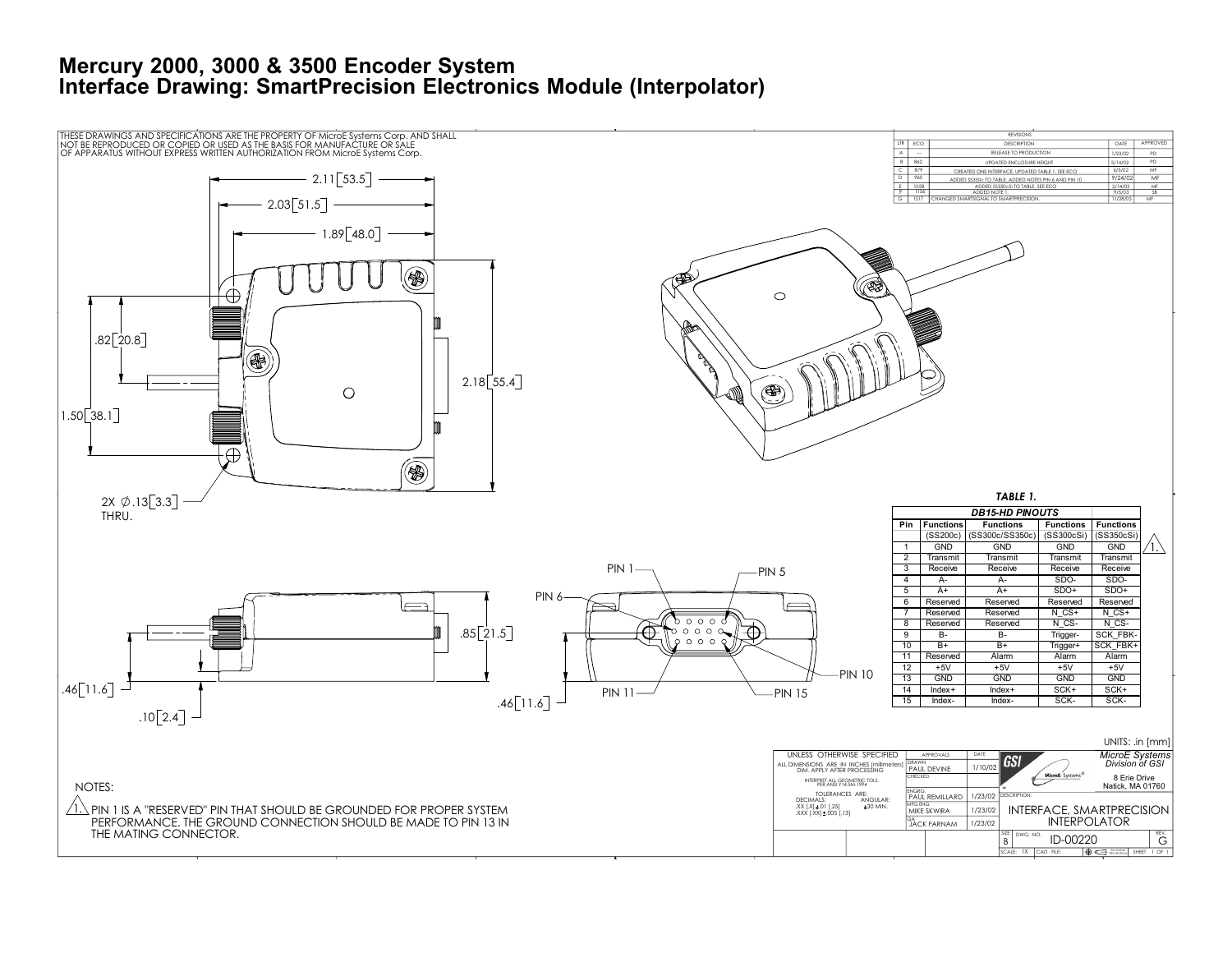# Mercury 2000, 3000 & 3500 Encoder System
# Interface Drawing: SmartPrecision Electronics Module (Interpolator)

THESE DRAWINGS AND SPECIFICATIONS ARE THE PROPERTY OF MicroE Systems Corp. AND SHALL NOT BE REPRODUCED OR COPIED OR USED AS THE BASIS FOR MANUFACTURE OR SALE OF APPARATUS WITHOUT EXPRESS WRITTEN AUTHORIZATION FROM MicroE Systems Corp.

| REVISIONS | | | | |
|---|---|---|---|---|
| LTR | ECO | DESCRIPTION | DATE | APPROVED |
| A | --- | RELEASE TO PRODUCTION | 1/23/02 | PD |
| B | 862 | UPDATED ENCLOSURE HEIGHT | 5/14/02 | PD |
| C | 879 | CREATED ONE INTERFACE, UPDATED TABLE 1, SEE ECO | 6/5/02 | MF |
| D | 960 | ADDED SS350c TO TABLE, ADDED NOTES PIN 6 AND PIN 10 | 9/24/02 | MF |
| E | 1058 | ADDED SS350cSi TO TABLE, SEE ECO | 2/14/03 | MF |
| F | 1156 | ADDED NOTE 1. | 9/5/03 | SB |
| G | 1517 | CHANGED SMARTSIGNAL TO SMARTPRECISION. | 11/28/05 | MF |

2.11 [53.5]
2.03 [51.5]
1.89 [48.0]
.82 [20.8]
2.18 [55.4]
1.50 [38.1]
2X ∅.13 [3.3] THRU.

PIN 1
PIN 5
PIN 6
PIN 10
PIN 11
PIN 15
.85 [21.5]
.46 [11.6]
.10 [2.4]
.46 [11.6]

*TABLE 1.*

| DB15-HD PINOUTS | | | | | |
|---|---|---|---|---|---|
| Pin | Functions (SS200c) | Functions (SS300c/SS350c) | Functions (SS300cSi) | Functions (SS350cSi) | |
| 1 | GND | GND | GND | GND | 1. |
| 2 | Transmit | Transmit | Transmit | Transmit | |
| 3 | Receive | Receive | Receive | Receive | |
| 4 | A- | A- | SDO- | SDO- | |
| 5 | A+ | A+ | SDO+ | SDO+ | |
| 6 | Reserved | Reserved | Reserved | Reserved | |
| 7 | Reserved | Reserved | N_CS+ | N_CS+ | |
| 8 | Reserved | Reserved | N_CS- | N_CS- | |
| 9 | B- | B- | Trigger- | SCK_FBK- | |
| 10 | B+ | B+ | Trigger+ | SCK_FBK+ | |
| 11 | Reserved | Alarm | Alarm | Alarm | |
| 12 | +5V | +5V | +5V | +5V | |
| 13 | GND | GND | GND | GND | |
| 14 | Index+ | Index+ | SCK+ | SCK+ | |
| 15 | Index- | Index- | SCK- | SCK- | |

UNITS: .in [mm]

NOTES:

1. PIN 1 IS A "RESERVED" PIN THAT SHOULD BE GROUNDED FOR PROPER SYSTEM PERFORMANCE. THE GROUND CONNECTION SHOULD BE MADE TO PIN 13 IN THE MATING CONNECTOR.

UNLESS OTHERWISE SPECIFIED
ALL DIMENSIONS ARE IN INCHES [millimeters] DIM. APPLY AFTER PROCESSING
INTERPRET ALL GEOMETRIC TOLS. PER ANSI Y14.5M-1994
TOLERANCES ARE:
DECIMALS: .XX [.X] ±.01 [.25]; .XXX [.XX] ±.005 [.13]
ANGULAR: ±30 MIN.

| APPROVALS | | DATE |
|---|---|---|
| DRAWN | PAUL DEVINE | 1/10/02 |
| CHECKED | | |
| ENGRG. | PAUL REMILLARD | 1/23/02 |
| MFG ENG | MIKE SKWIRA | 1/23/02 |
| QA | JACK FARNAM | 1/23/02 |

GSI
MicroE Systems
MicroE Systems Division of GSI
8 Erie Drive
Natick, MA 01760

DESCRIPTION: INTERFACE, SMARTPRECISION INTERPOLATOR

SIZE: B DWG. NO. ID-00220 REV. G
SCALE: 1X CAD FILE: SHEET 1 OF 1